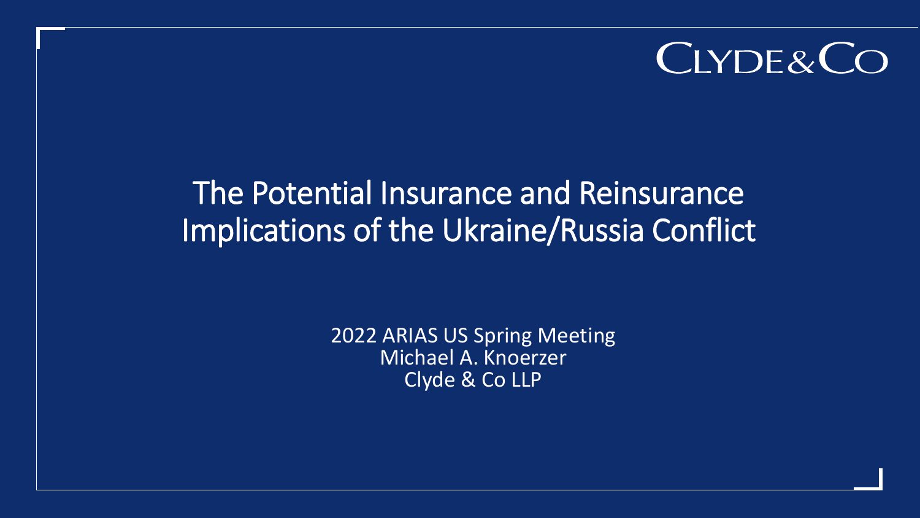CLYDE&CO

# The Potential Insurance and Reinsurance Implications of the Ukraine/Russia Conflict

2022 ARIAS US Spring Meeting
Michael A. Knoerzer
Clyde & Co LLP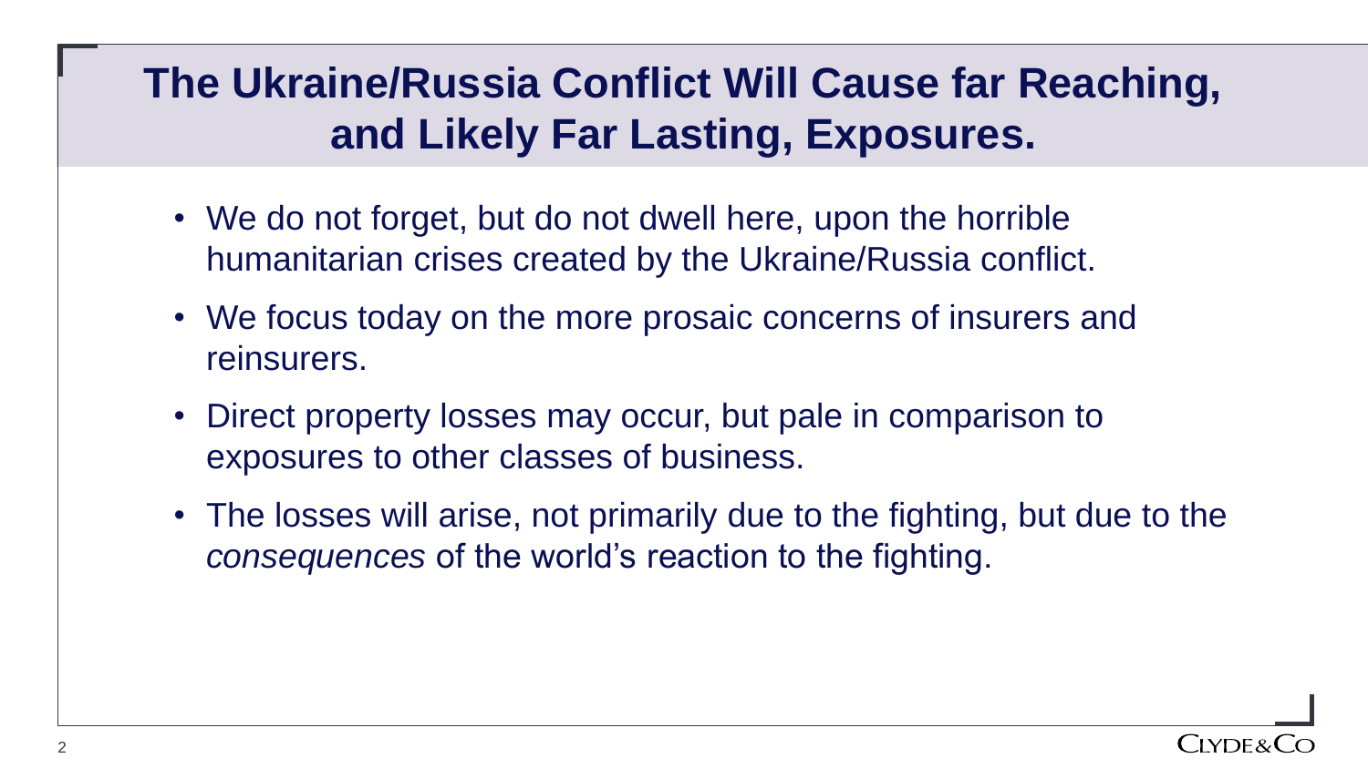# The Ukraine/Russia Conflict Will Cause far Reaching, and Likely Far Lasting, Exposures.

- We do not forget, but do not dwell here, upon the horrible humanitarian crises created by the Ukraine/Russia conflict.
- We focus today on the more prosaic concerns of insurers and reinsurers.
- Direct property losses may occur, but pale in comparison to exposures to other classes of business.
- The losses will arise, not primarily due to the fighting, but due to the *consequences* of the world's reaction to the fighting.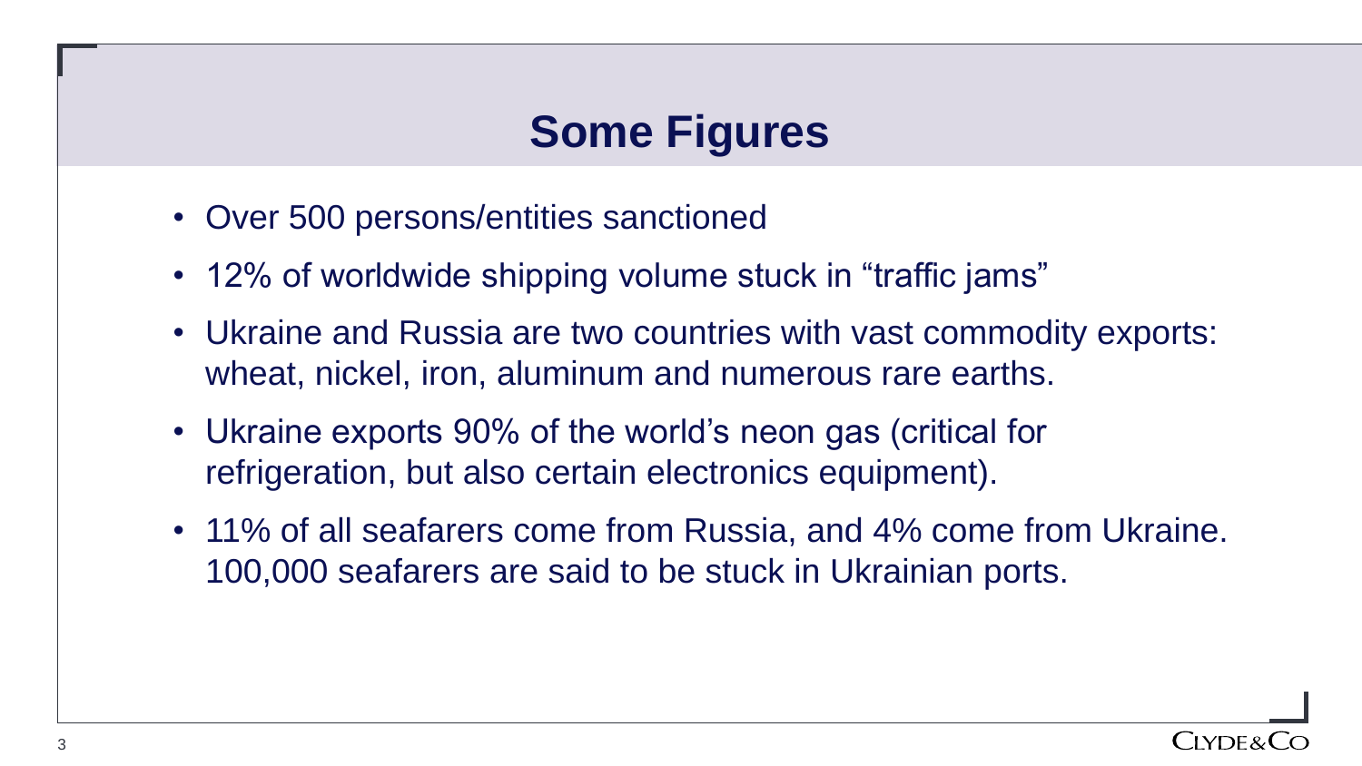# Some Figures

- Over 500 persons/entities sanctioned
- 12% of worldwide shipping volume stuck in "traffic jams"
- Ukraine and Russia are two countries with vast commodity exports: wheat, nickel, iron, aluminum and numerous rare earths.
- Ukraine exports 90% of the world's neon gas (critical for refrigeration, but also certain electronics equipment).
- 11% of all seafarers come from Russia, and 4% come from Ukraine. 100,000 seafarers are said to be stuck in Ukrainian ports.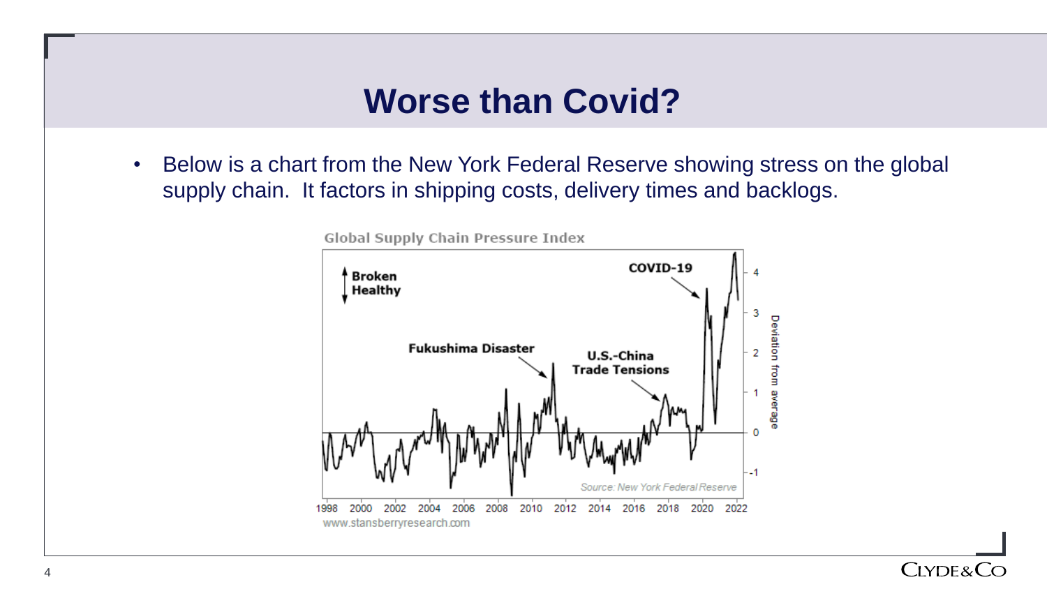# Worse than Covid?

- Below is a chart from the New York Federal Reserve showing stress on the global supply chain. It factors in shipping costs, delivery times and backlogs.

Global Supply Chain Pressure Index

Broken
Healthy

COVID-19

Fukushima Disaster

U.S.-China Trade Tensions

Source: New York Federal Reserve

Deviation from average

4, 3, 2, 1, 0, -1

1998 2000 2002 2004 2006 2008 2010 2012 2014 2016 2018 2020 2022

www.stansberryresearch.com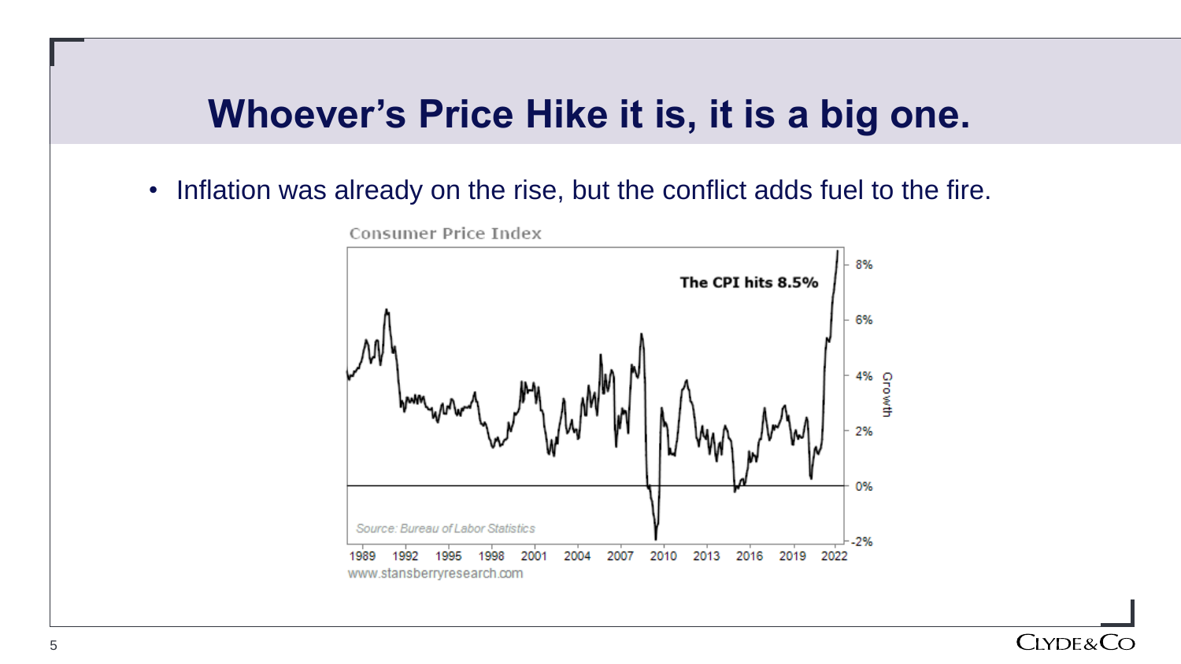# Whoever's Price Hike it is, it is a big one.

- Inflation was already on the rise, but the conflict adds fuel to the fire.

Consumer Price Index

The CPI hits 8.5%

Source: Bureau of Labor Statistics

www.stansberryresearch.com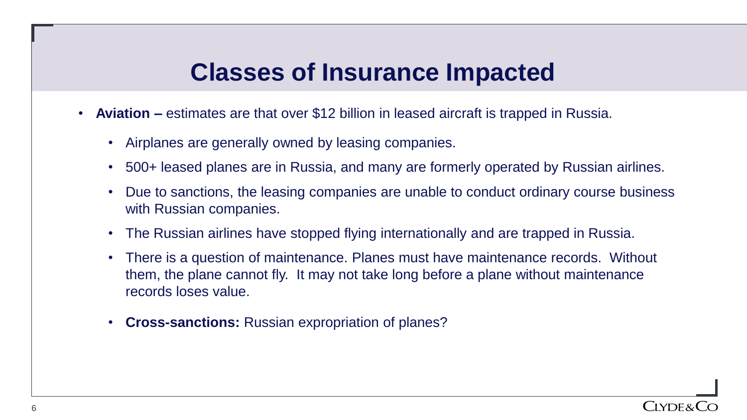# Classes of Insurance Impacted

- **Aviation –** estimates are that over $12 billion in leased aircraft is trapped in Russia.
  - Airplanes are generally owned by leasing companies.
  - 500+ leased planes are in Russia, and many are formerly operated by Russian airlines.
  - Due to sanctions, the leasing companies are unable to conduct ordinary course business with Russian companies.
  - The Russian airlines have stopped flying internationally and are trapped in Russia.
  - There is a question of maintenance. Planes must have maintenance records. Without them, the plane cannot fly. It may not take long before a plane without maintenance records loses value.
  - **Cross-sanctions:** Russian expropriation of planes?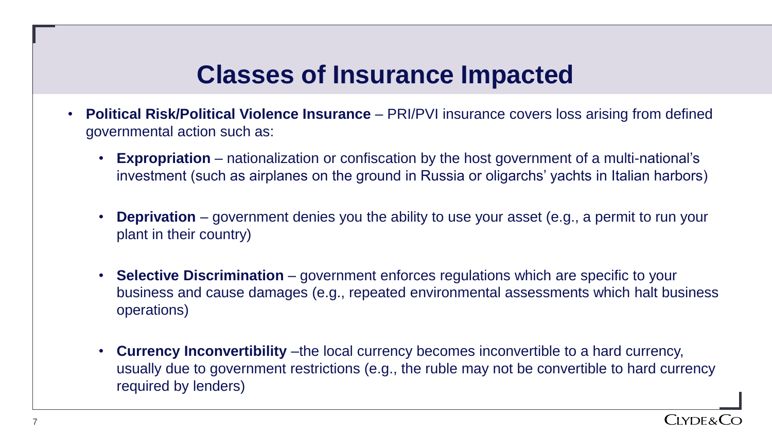# Classes of Insurance Impacted

- **Political Risk/Political Violence Insurance** – PRI/PVI insurance covers loss arising from defined governmental action such as:
  - **Expropriation** – nationalization or confiscation by the host government of a multi-national's investment (such as airplanes on the ground in Russia or oligarchs' yachts in Italian harbors)
  - **Deprivation** – government denies you the ability to use your asset (e.g., a permit to run your plant in their country)
  - **Selective Discrimination** – government enforces regulations which are specific to your business and cause damages (e.g., repeated environmental assessments which halt business operations)
  - **Currency Inconvertibility** –the local currency becomes inconvertible to a hard currency, usually due to government restrictions (e.g., the ruble may not be convertible to hard currency required by lenders)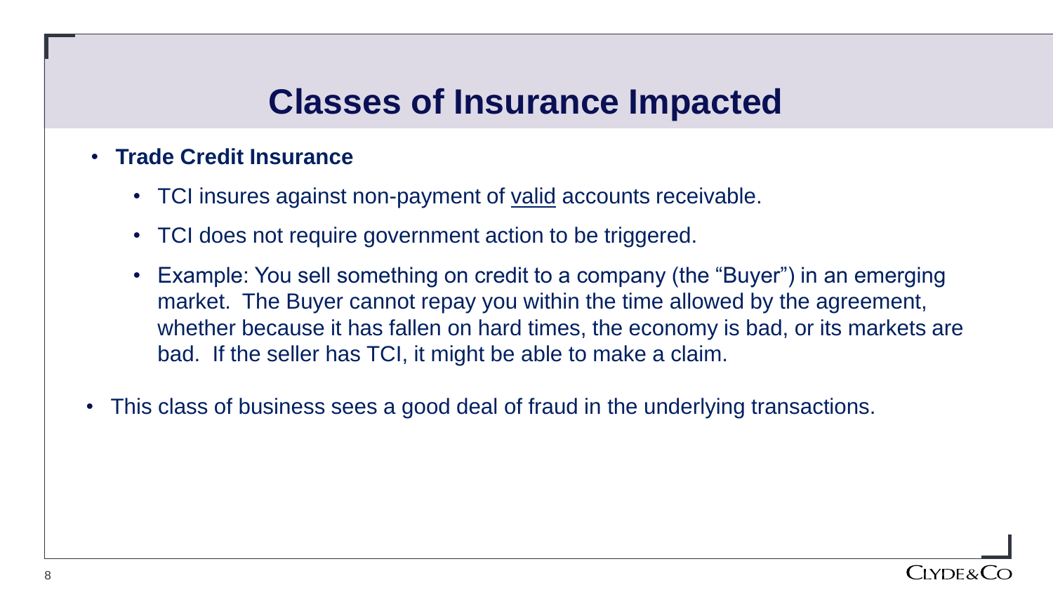# Classes of Insurance Impacted

- **Trade Credit Insurance**
  - TCI insures against non-payment of <u>valid</u> accounts receivable.
  - TCI does not require government action to be triggered.
  - Example: You sell something on credit to a company (the "Buyer") in an emerging market. The Buyer cannot repay you within the time allowed by the agreement, whether because it has fallen on hard times, the economy is bad, or its markets are bad. If the seller has TCI, it might be able to make a claim.
- This class of business sees a good deal of fraud in the underlying transactions.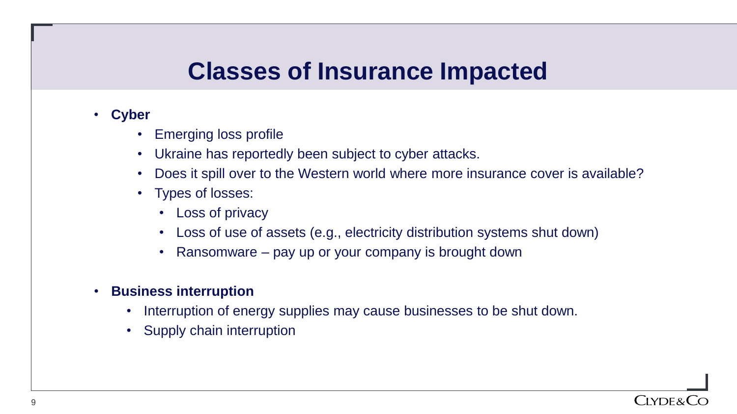# Classes of Insurance Impacted

- **Cyber**
  - Emerging loss profile
  - Ukraine has reportedly been subject to cyber attacks.
  - Does it spill over to the Western world where more insurance cover is available?
  - Types of losses:
    - Loss of privacy
    - Loss of use of assets (e.g., electricity distribution systems shut down)
    - Ransomware – pay up or your company is brought down

- **Business interruption**
  - Interruption of energy supplies may cause businesses to be shut down.
  - Supply chain interruption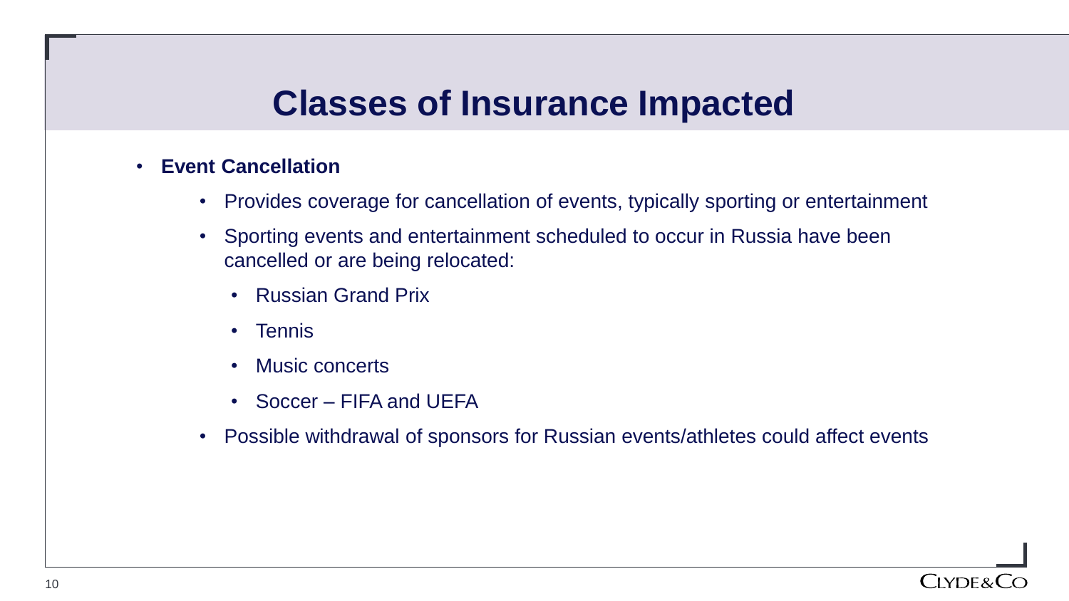# Classes of Insurance Impacted

- **Event Cancellation**
  - Provides coverage for cancellation of events, typically sporting or entertainment
  - Sporting events and entertainment scheduled to occur in Russia have been cancelled or are being relocated:
    - Russian Grand Prix
    - Tennis
    - Music concerts
    - Soccer – FIFA and UEFA
  - Possible withdrawal of sponsors for Russian events/athletes could affect events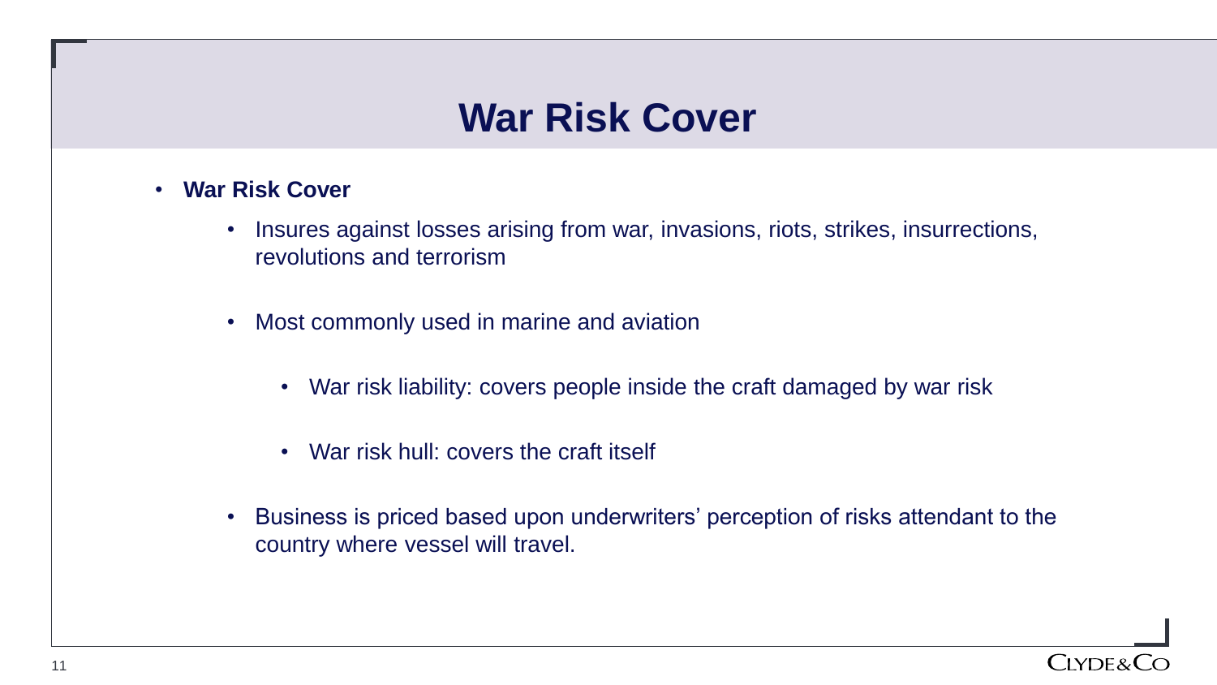# War Risk Cover

- **War Risk Cover**
  - Insures against losses arising from war, invasions, riots, strikes, insurrections, revolutions and terrorism
  - Most commonly used in marine and aviation
    - War risk liability: covers people inside the craft damaged by war risk
    - War risk hull: covers the craft itself
  - Business is priced based upon underwriters' perception of risks attendant to the country where vessel will travel.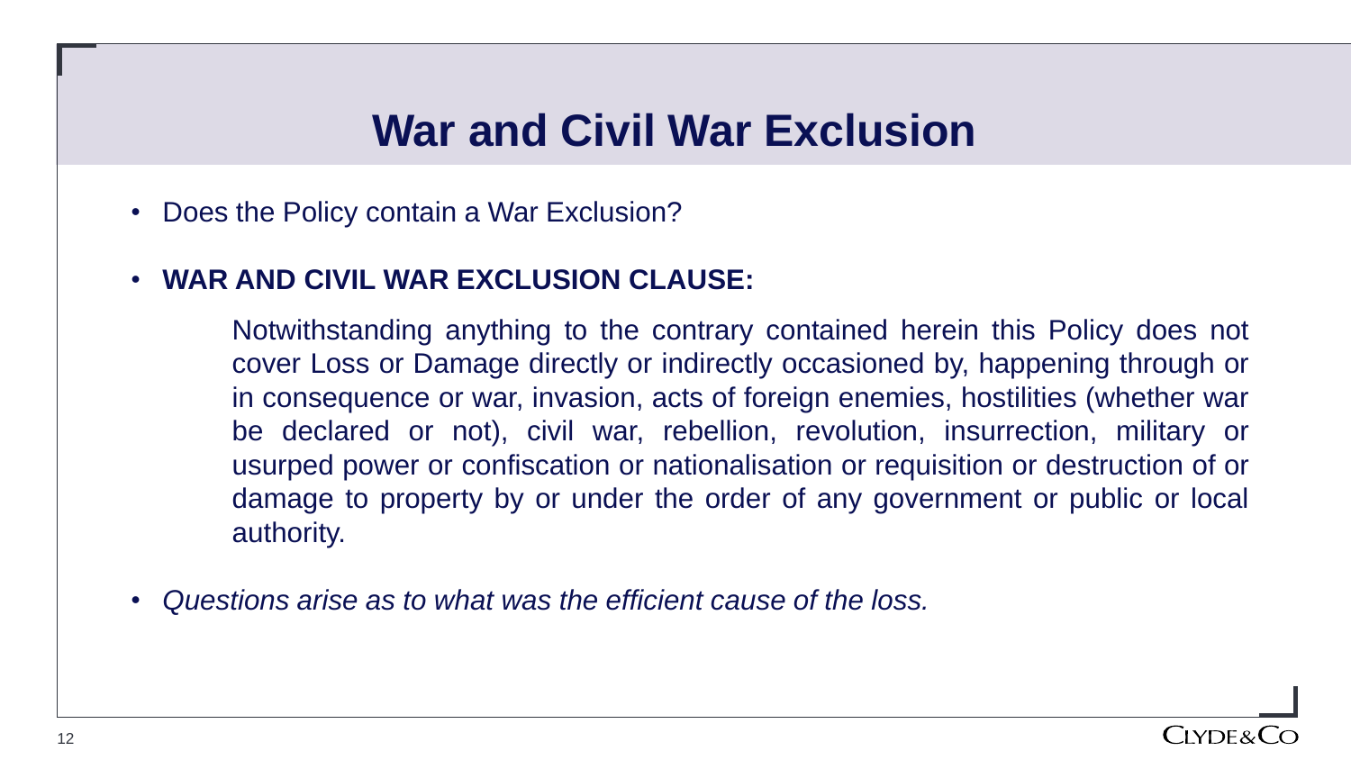# War and Civil War Exclusion

- Does the Policy contain a War Exclusion?
- **WAR AND CIVIL WAR EXCLUSION CLAUSE:**

  Notwithstanding anything to the contrary contained herein this Policy does not cover Loss or Damage directly or indirectly occasioned by, happening through or in consequence or war, invasion, acts of foreign enemies, hostilities (whether war be declared or not), civil war, rebellion, revolution, insurrection, military or usurped power or confiscation or nationalisation or requisition or destruction of or damage to property by or under the order of any government or public or local authority.

- *Questions arise as to what was the efficient cause of the loss.*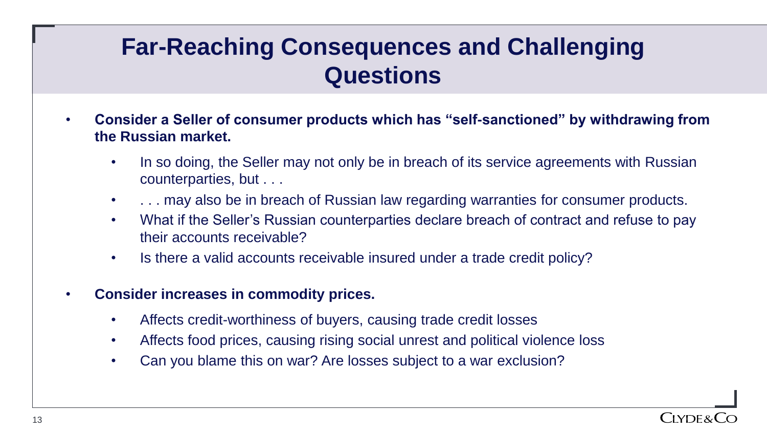# Far-Reaching Consequences and Challenging Questions

- **Consider a Seller of consumer products which has “self-sanctioned” by withdrawing from the Russian market.**
  - In so doing, the Seller may not only be in breach of its service agreements with Russian counterparties, but . . .
  - . . . may also be in breach of Russian law regarding warranties for consumer products.
  - What if the Seller’s Russian counterparties declare breach of contract and refuse to pay their accounts receivable?
  - Is there a valid accounts receivable insured under a trade credit policy?

- **Consider increases in commodity prices.**
  - Affects credit-worthiness of buyers, causing trade credit losses
  - Affects food prices, causing rising social unrest and political violence loss
  - Can you blame this on war? Are losses subject to a war exclusion?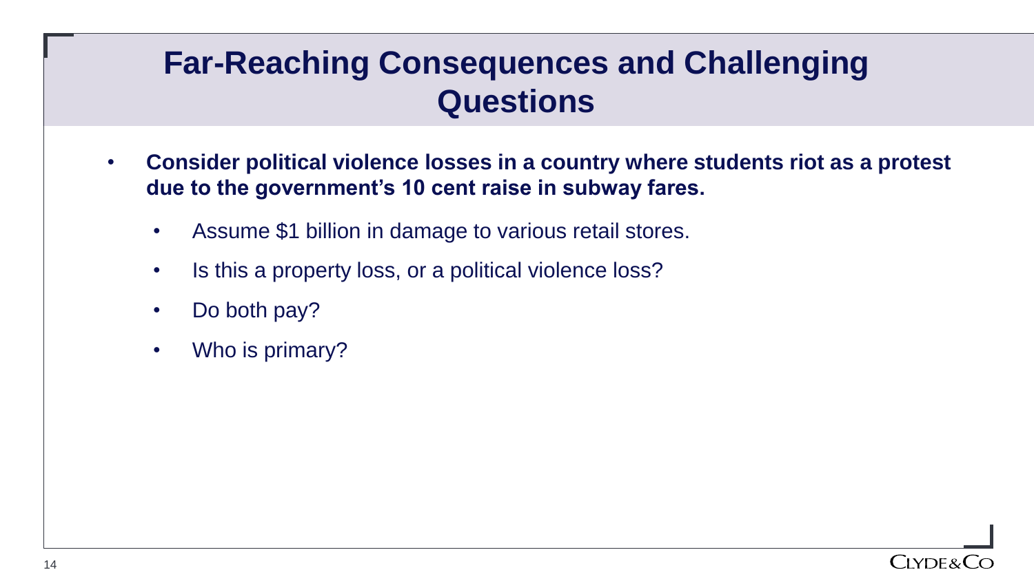# Far-Reaching Consequences and Challenging Questions

- **Consider political violence losses in a country where students riot as a protest due to the government's 10 cent raise in subway fares.**
  - Assume $1 billion in damage to various retail stores.
  - Is this a property loss, or a political violence loss?
  - Do both pay?
  - Who is primary?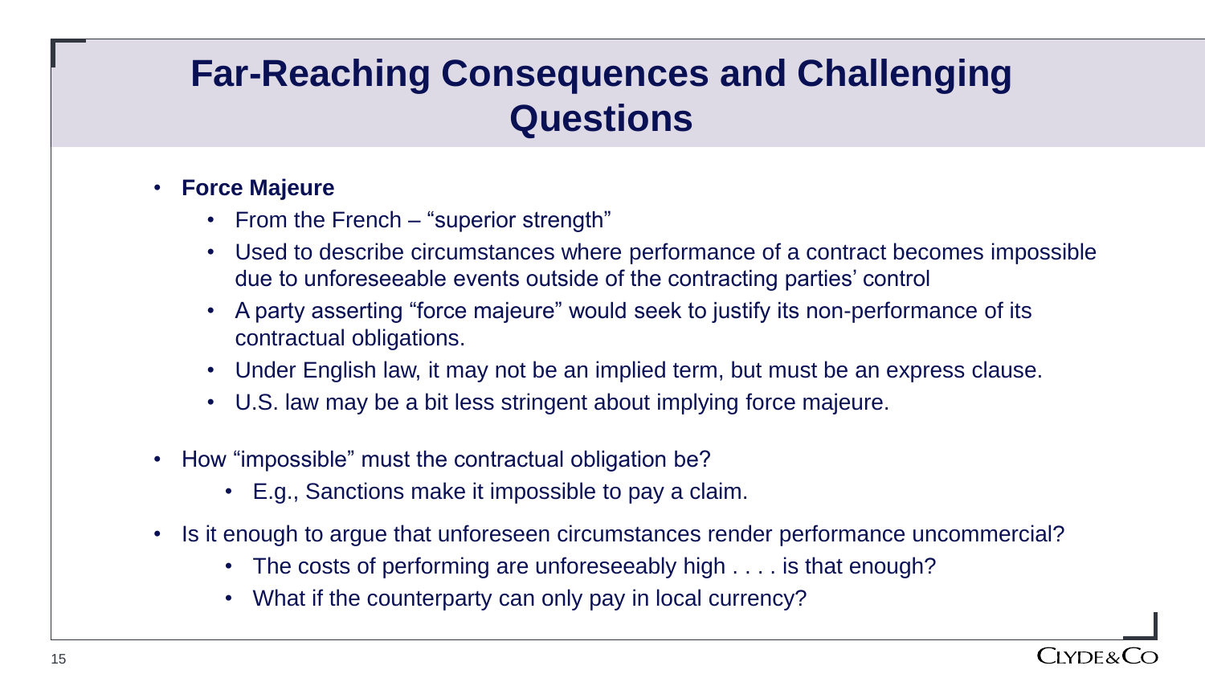# Far-Reaching Consequences and Challenging Questions

- **Force Majeure**
  - From the French – "superior strength"
  - Used to describe circumstances where performance of a contract becomes impossible due to unforeseeable events outside of the contracting parties' control
  - A party asserting "force majeure" would seek to justify its non-performance of its contractual obligations.
  - Under English law, it may not be an implied term, but must be an express clause.
  - U.S. law may be a bit less stringent about implying force majeure.
- How "impossible" must the contractual obligation be?
  - E.g., Sanctions make it impossible to pay a claim.
- Is it enough to argue that unforeseen circumstances render performance uncommercial?
  - The costs of performing are unforeseeably high . . . . is that enough?
  - What if the counterparty can only pay in local currency?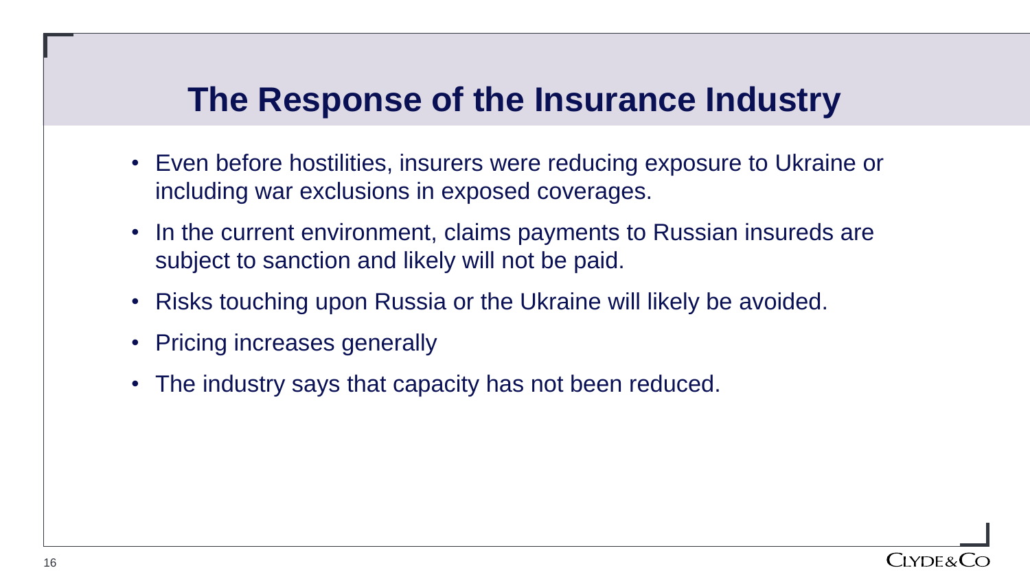# The Response of the Insurance Industry

- Even before hostilities, insurers were reducing exposure to Ukraine or including war exclusions in exposed coverages.
- In the current environment, claims payments to Russian insureds are subject to sanction and likely will not be paid.
- Risks touching upon Russia or the Ukraine will likely be avoided.
- Pricing increases generally
- The industry says that capacity has not been reduced.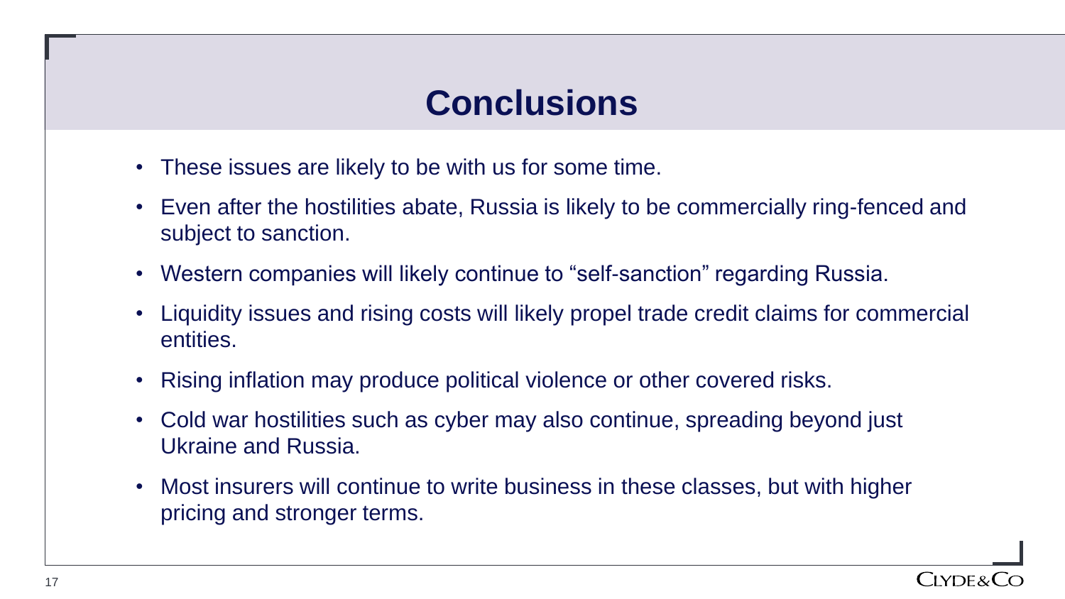# Conclusions

- These issues are likely to be with us for some time.
- Even after the hostilities abate, Russia is likely to be commercially ring-fenced and subject to sanction.
- Western companies will likely continue to "self-sanction" regarding Russia.
- Liquidity issues and rising costs will likely propel trade credit claims for commercial entities.
- Rising inflation may produce political violence or other covered risks.
- Cold war hostilities such as cyber may also continue, spreading beyond just Ukraine and Russia.
- Most insurers will continue to write business in these classes, but with higher pricing and stronger terms.